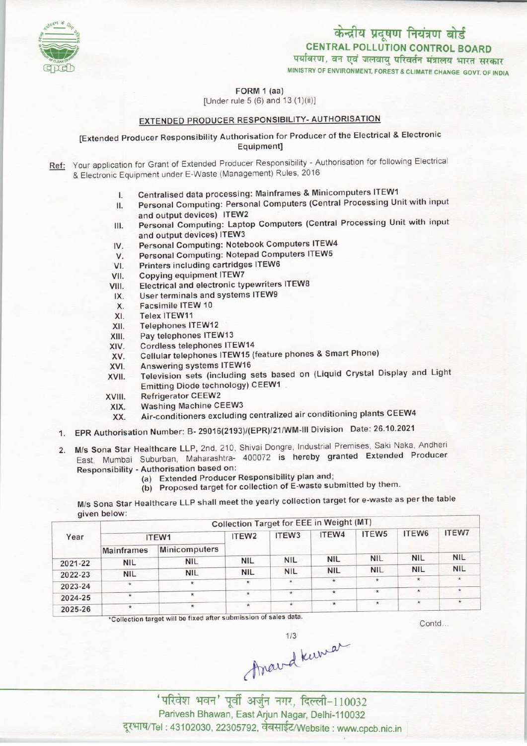केन्द्रीय प्रदूषण नियंत्रण बोर्ड

**CENTRAL POLLUTION CONTROL BOARD**

पर्यावरण, वन एवं जलवायु परिवर्तन मंत्रालय भारत सरकार

MINISTRY OF ENVIRONMENT, FOREST & CLIMATE CHANGE GOVT. OF INDIA

FORM 1 (aa)

[Under rule 5 (6) and 13 (1)(ii)]

## EXTENDED PRODUCER RESPONSIBILITY- AUTHORISATION

[Extended Producer Responsibility Authorisation for Producer of the Electrical & Electronic Equipment]

Ref: Your application for Grant of Extended Producer Responsibility - Authorisation for following Electrical & Electronic Equipment under E-Waste (Management) Rules, 2016

I. Centralised data processing: Mainframes & Minicomputers ITEW1
II. Personal Computing: Personal Computers (Central Processing Unit with input and output devices) ITEW2
III. Personal Computing: Laptop Computers (Central Processing Unit with input and output devices) ITEW3
IV. Personal Computing: Notebook Computers ITEW4
V. Personal Computing: Notepad Computers ITEW5
VI. Printers including cartridges ITEW6
VII. Copying equipment ITEW7
VIII. Electrical and electronic typewriters ITEW8
IX. User terminals and systems ITEW9
X. Facsimile ITEW 10
XI. Telex ITEW11
XII. Telephones ITEW12
XIII. Pay telephones ITEW13
XIV. Cordless telephones ITEW14
XV. Cellular telephones ITEW15 (feature phones & Smart Phone)
XVI. Answering systems ITEW16
XVII. Television sets (including sets based on (Liquid Crystal Display and Light Emitting Diode technology) CEEW1
XVIII. Refrigerator CEEW2
XIX. Washing Machine CEEW3
XX. Air-conditioners excluding centralized air conditioning plants CEEW4

1. EPR Authorisation Number: B- 29016(2193)/(EPR)/21/WM-III Division Date: 26.10.2021

2. M/s Sona Star Healthcare LLP, 2nd, 210, Shivai Dongre, Industrial Premises, Saki Naka, Andheri East, Mumbai Suburban, Maharashtra- 400072 is hereby granted Extended Producer Responsibility - Authorisation based on:
   (a) Extended Producer Responsibility plan and;
   (b) Proposed target for collection of E-waste submitted by them.

M/s Sona Star Healthcare LLP shall meet the yearly collection target for e-waste as per the table given below:

| Year | Collection Target for EEE in Weight (MT) | | | | | | | |
|---|---|---|---|---|---|---|---|---|
| | ITEW1 | | ITEW2 | ITEW3 | ITEW4 | ITEW5 | ITEW6 | ITEW7 |
| | Mainframes | Minicomputers | | | | | | |
| 2021-22 | NIL | NIL | NIL | NIL | NIL | NIL | NIL | NIL |
| 2022-23 | NIL | NIL | NIL | NIL | NIL | NIL | NIL | NIL |
| 2023-24 | * | * | * | * | * | * | * | * |
| 2024-25 | * | * | * | * | * | * | * | * |
| 2025-26 | * | * | * | * | * | * | * | * |

*Collection target will be fixed after submission of sales data.

Contd...

'परिवेश भवन' पूर्वी अर्जुन नगर, दिल्ली-110032

Parivesh Bhawan, East Arjun Nagar, Delhi-110032

दूरभाष/Tel : 43102030, 22305792, वेबसाईट/Website : www.cpcb.nic.in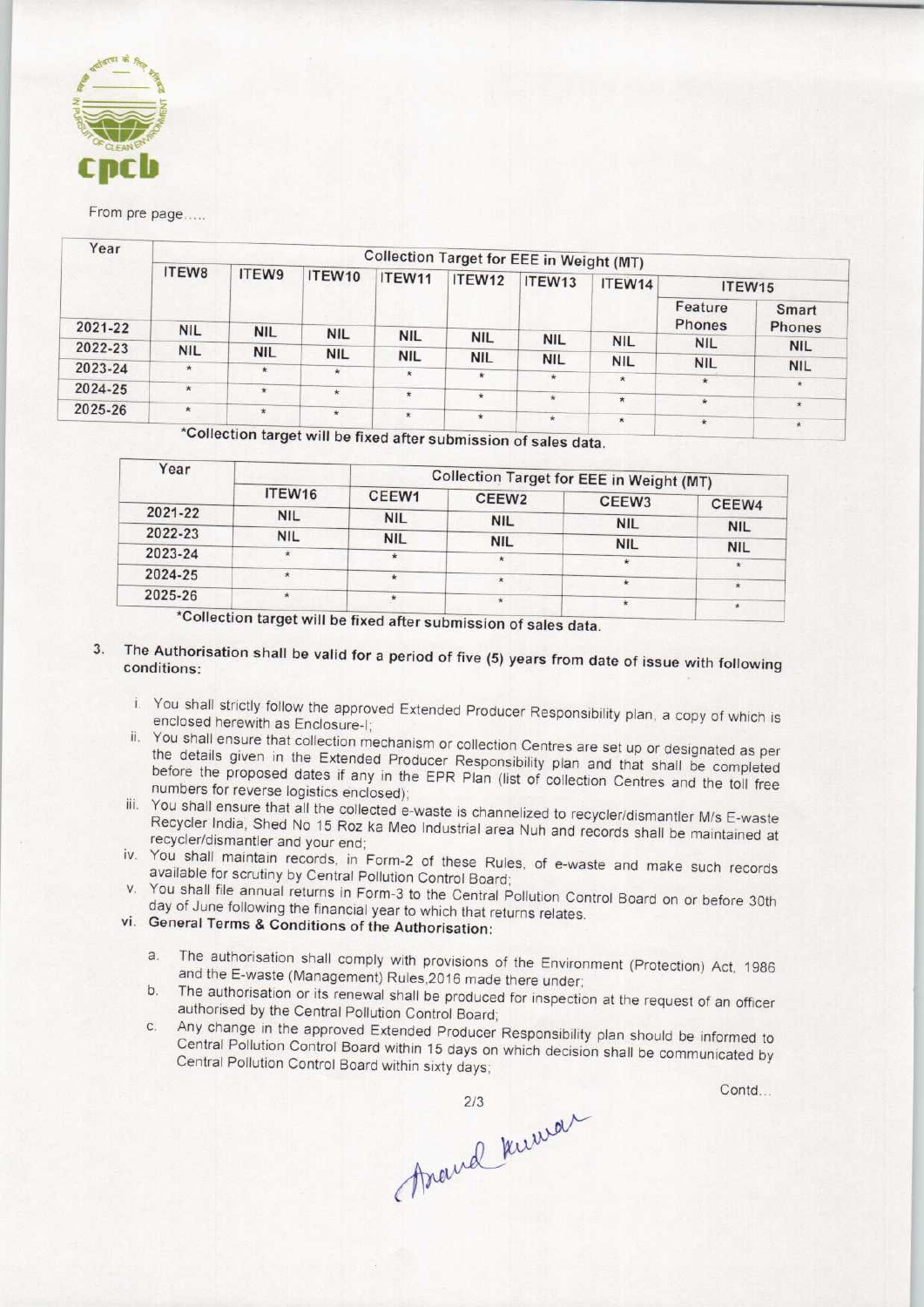From pre page.....

| Year | Collection Target for EEE in Weight (MT) | | | | | | | | |
|---|---|---|---|---|---|---|---|---|---|
| | ITEW8 | ITEW9 | ITEW10 | ITEW11 | ITEW12 | ITEW13 | ITEW14 | ITEW15 | |
| | | | | | | | | Feature Phones | Smart Phones |
| 2021-22 | NIL | NIL | NIL | NIL | NIL | NIL | NIL | NIL | NIL |
| 2022-23 | NIL | NIL | NIL | NIL | NIL | NIL | NIL | NIL | NIL |
| 2023-24 | * | * | * | * | * | * | * | * | * |
| 2024-25 | * | * | * | * | * | * | * | * | * |
| 2025-26 | * | * | * | * | * | * | * | * | * |

*Collection target will be fixed after submission of sales data.

| Year | Collection Target for EEE in Weight (MT) | | | | |
|---|---|---|---|---|---|
| | ITEW16 | CEEW1 | CEEW2 | CEEW3 | CEEW4 |
| 2021-22 | NIL | NIL | NIL | NIL | NIL |
| 2022-23 | NIL | NIL | NIL | NIL | NIL |
| 2023-24 | * | * | * | * | * |
| 2024-25 | * | * | * | * | * |
| 2025-26 | * | * | * | * | * |

*Collection target will be fixed after submission of sales data.

3. The Authorisation shall be valid for a period of five (5) years from date of issue with following conditions:

   i. You shall strictly follow the approved Extended Producer Responsibility plan, a copy of which is enclosed herewith as Enclosure-I;

   ii. You shall ensure that collection mechanism or collection Centres are set up or designated as per the details given in the Extended Producer Responsibility plan and that shall be completed before the proposed dates if any in the EPR Plan (list of collection Centres and the toll free numbers for reverse logistics enclosed);

   iii. You shall ensure that all the collected e-waste is channelized to recycler/dismantler M/s E-waste Recycler India, Shed No 15 Roz ka Meo Industrial area Nuh and records shall be maintained at recycler/dismantler and your end;

   iv. You shall maintain records, in Form-2 of these Rules, of e-waste and make such records available for scrutiny by Central Pollution Control Board;

   v. You shall file annual returns in Form-3 to the Central Pollution Control Board on or before 30th day of June following the financial year to which that returns relates.

   vi. **General Terms & Conditions of the Authorisation:**

      a. The authorisation shall comply with provisions of the Environment (Protection) Act, 1986 and the E-waste (Management) Rules,2016 made there under;

      b. The authorisation or its renewal shall be produced for inspection at the request of an officer authorised by the Central Pollution Control Board;

      c. Any change in the approved Extended Producer Responsibility plan should be informed to Central Pollution Control Board within 15 days on which decision shall be communicated by Central Pollution Control Board within sixty days;

Contd...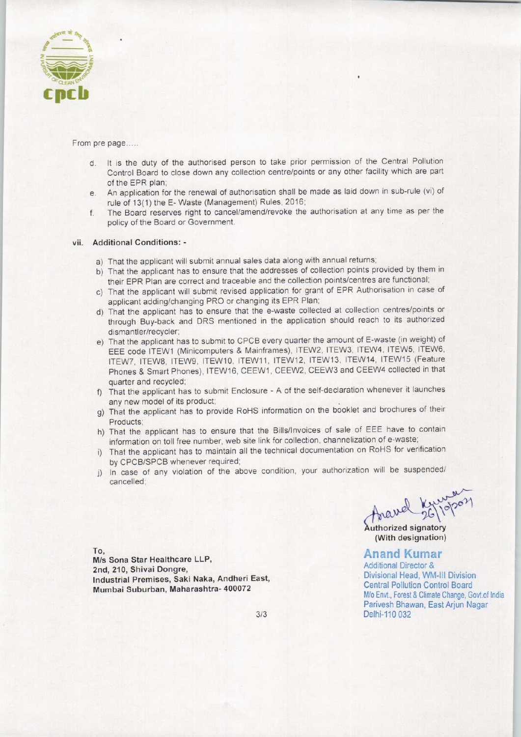From pre page.....

d. It is the duty of the authorised person to take prior permission of the Central Pollution Control Board to close down any collection centre/points or any other facility which are part of the EPR plan;
e. An application for the renewal of authorisation shall be made as laid down in sub-rule (vi) of rule of 13(1) the E- Waste (Management) Rules, 2016;
f. The Board reserves right to cancel/amend/revoke the authorisation at any time as per the policy of the Board or Government.

vii. **Additional Conditions: -**

a) That the applicant will submit annual sales data along with annual returns;
b) That the applicant has to ensure that the addresses of collection points provided by them in their EPR Plan are correct and traceable and the collection points/centres are functional;
c) That the applicant will submit revised application for grant of EPR Authorisation in case of applicant adding/changing PRO or changing its EPR Plan;
d) That the applicant has to ensure that the e-waste collected at collection centres/points or through Buy-back and DRS mentioned in the application should reach to its authorized dismantler/recycler;
e) That the applicant has to submit to CPCB every quarter the amount of E-waste (in weight) of EEE code ITEW1 (Minicomputers & Mainframes), ITEW2, ITEW3, ITEW4, ITEW5, ITEW6, ITEW7, ITEW8, ITEW9, ITEW10, ITEW11, ITEW12, ITEW13, ITEW14, ITEW15 (Feature Phones & Smart Phones), ITEW16, CEEW1, CEEW2, CEEW3 and CEEW4 collected in that quarter and recycled;
f) That the applicant has to submit Enclosure - A of the self-declaration whenever it launches any new model of its product;
g) That the applicant has to provide RoHS information on the booklet and brochures of their Products;
h) That the applicant has to ensure that the Bills/Invoices of sale of EEE have to contain information on toll free number, web site link for collection, channelization of e-waste;
i) That the applicant has to maintain all the technical documentation on RoHS for verification by CPCB/SPCB whenever required;
j) In case of any violation of the above condition, your authorization will be suspended/ cancelled;

Anand Kumar 26/10/2021

**Authorized signatory**
**(With designation)**

**Anand Kumar**
Additional Director &
Divisional Head, WM-III Division
Central Pollution Control Board
M/o Envt., Forest & Climate Change, Govt.of India
Parivesh Bhawan, East Arjun Nagar
Delhi-110 032

To,
**M/s Sona Star Healthcare LLP,**
**2nd, 210, Shivai Dongre,**
**Industrial Premises, Saki Naka, Andheri East,**
**Mumbai Suburban, Maharashtra- 400072**